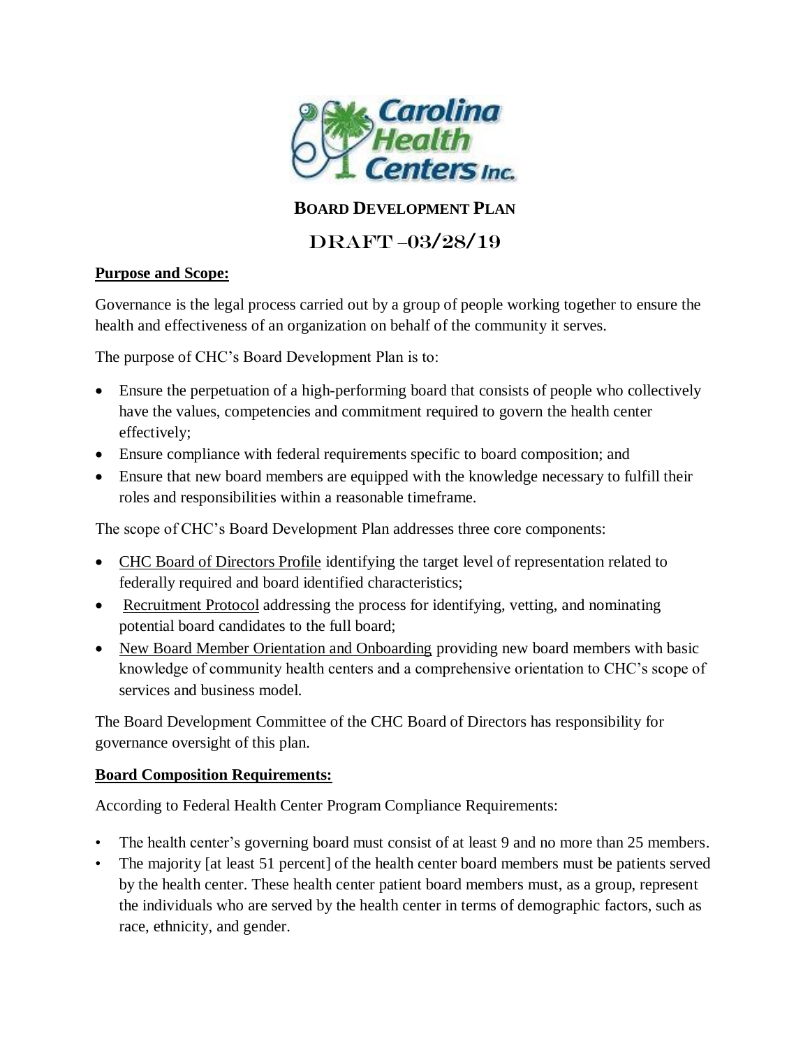**BOARD DEVELOPMENT PLAN**

DRAFT –03/28/19

**Purpose and Scope:**

Governance is the legal process carried out by a group of people working together to ensure the health and effectiveness of an organization on behalf of the community it serves.

The purpose of CHC's Board Development Plan is to:

- Ensure the perpetuation of a high-performing board that consists of people who collectively have the values, competencies and commitment required to govern the health center effectively;
- Ensure compliance with federal requirements specific to board composition; and
- Ensure that new board members are equipped with the knowledge necessary to fulfill their roles and responsibilities within a reasonable timeframe.

The scope of CHC's Board Development Plan addresses three core components:

- CHC Board of Directors Profile identifying the target level of representation related to federally required and board identified characteristics;
- Recruitment Protocol addressing the process for identifying, vetting, and nominating potential board candidates to the full board;
- New Board Member Orientation and Onboarding providing new board members with basic knowledge of community health centers and a comprehensive orientation to CHC's scope of services and business model.

The Board Development Committee of the CHC Board of Directors has responsibility for governance oversight of this plan.

**Board Composition Requirements:**

According to Federal Health Center Program Compliance Requirements:

- The health center's governing board must consist of at least 9 and no more than 25 members.
- The majority [at least 51 percent] of the health center board members must be patients served by the health center. These health center patient board members must, as a group, represent the individuals who are served by the health center in terms of demographic factors, such as race, ethnicity, and gender.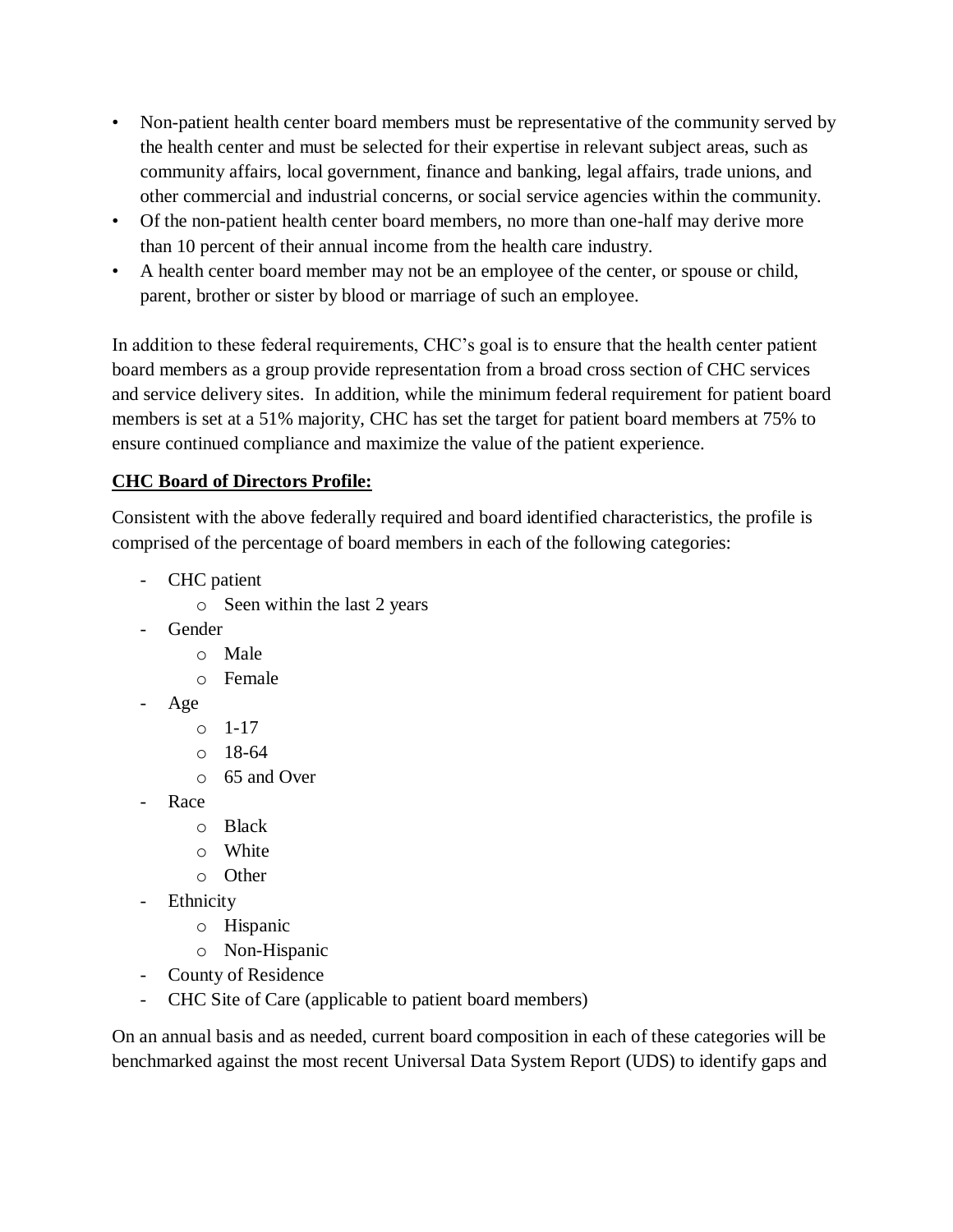- Non-patient health center board members must be representative of the community served by the health center and must be selected for their expertise in relevant subject areas, such as community affairs, local government, finance and banking, legal affairs, trade unions, and other commercial and industrial concerns, or social service agencies within the community.
- Of the non-patient health center board members, no more than one-half may derive more than 10 percent of their annual income from the health care industry.
- A health center board member may not be an employee of the center, or spouse or child, parent, brother or sister by blood or marriage of such an employee.

In addition to these federal requirements, CHC's goal is to ensure that the health center patient board members as a group provide representation from a broad cross section of CHC services and service delivery sites. In addition, while the minimum federal requirement for patient board members is set at a 51% majority, CHC has set the target for patient board members at 75% to ensure continued compliance and maximize the value of the patient experience.

**<u>CHC Board of Directors Profile:</u>**

Consistent with the above federally required and board identified characteristics, the profile is comprised of the percentage of board members in each of the following categories:

- CHC patient
  - Seen within the last 2 years
- Gender
  - Male
  - Female
- Age
  - 1-17
  - 18-64
  - 65 and Over
- Race
  - Black
  - White
  - Other
- Ethnicity
  - Hispanic
  - Non-Hispanic
- County of Residence
- CHC Site of Care (applicable to patient board members)

On an annual basis and as needed, current board composition in each of these categories will be benchmarked against the most recent Universal Data System Report (UDS) to identify gaps and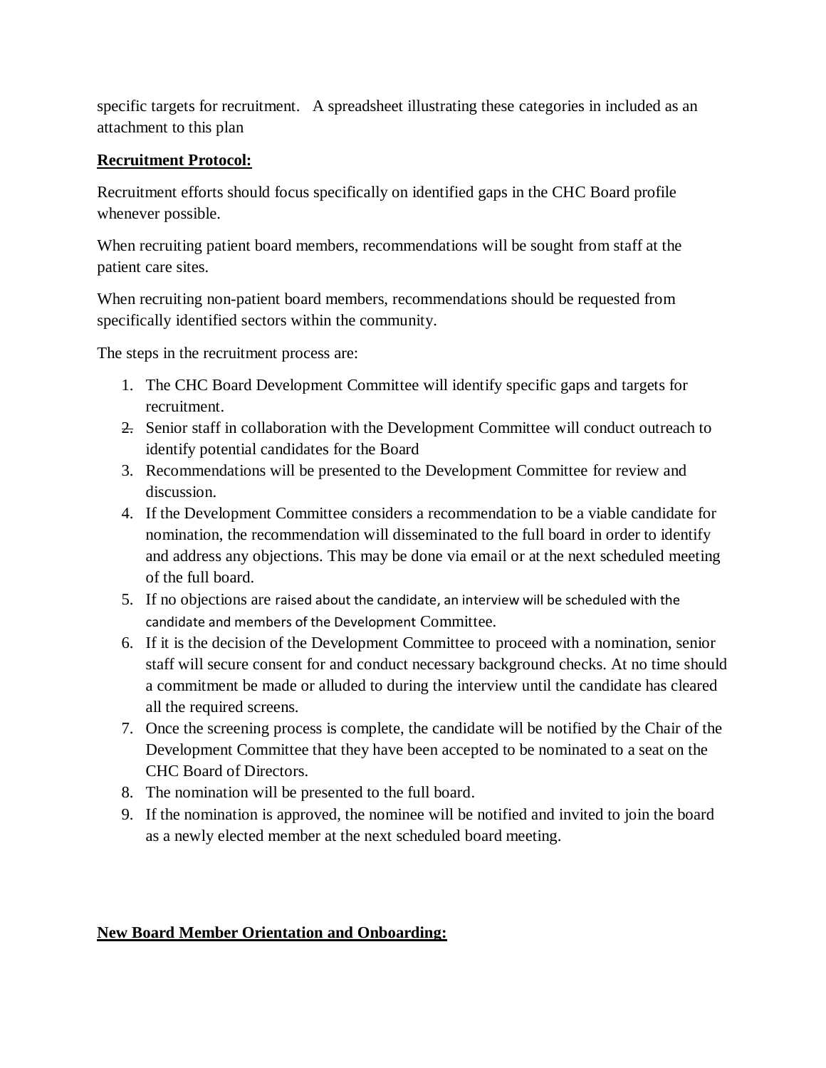specific targets for recruitment. A spreadsheet illustrating these categories in included as an attachment to this plan

**Recruitment Protocol:**

Recruitment efforts should focus specifically on identified gaps in the CHC Board profile whenever possible.

When recruiting patient board members, recommendations will be sought from staff at the patient care sites.

When recruiting non-patient board members, recommendations should be requested from specifically identified sectors within the community.

The steps in the recruitment process are:

1. The CHC Board Development Committee will identify specific gaps and targets for recruitment.
2. Senior staff in collaboration with the Development Committee will conduct outreach to identify potential candidates for the Board
3. Recommendations will be presented to the Development Committee for review and discussion.
4. If the Development Committee considers a recommendation to be a viable candidate for nomination, the recommendation will disseminated to the full board in order to identify and address any objections. This may be done via email or at the next scheduled meeting of the full board.
5. If no objections are raised about the candidate, an interview will be scheduled with the candidate and members of the Development Committee.
6. If it is the decision of the Development Committee to proceed with a nomination, senior staff will secure consent for and conduct necessary background checks. At no time should a commitment be made or alluded to during the interview until the candidate has cleared all the required screens.
7. Once the screening process is complete, the candidate will be notified by the Chair of the Development Committee that they have been accepted to be nominated to a seat on the CHC Board of Directors.
8. The nomination will be presented to the full board.
9. If the nomination is approved, the nominee will be notified and invited to join the board as a newly elected member at the next scheduled board meeting.

**New Board Member Orientation and Onboarding:**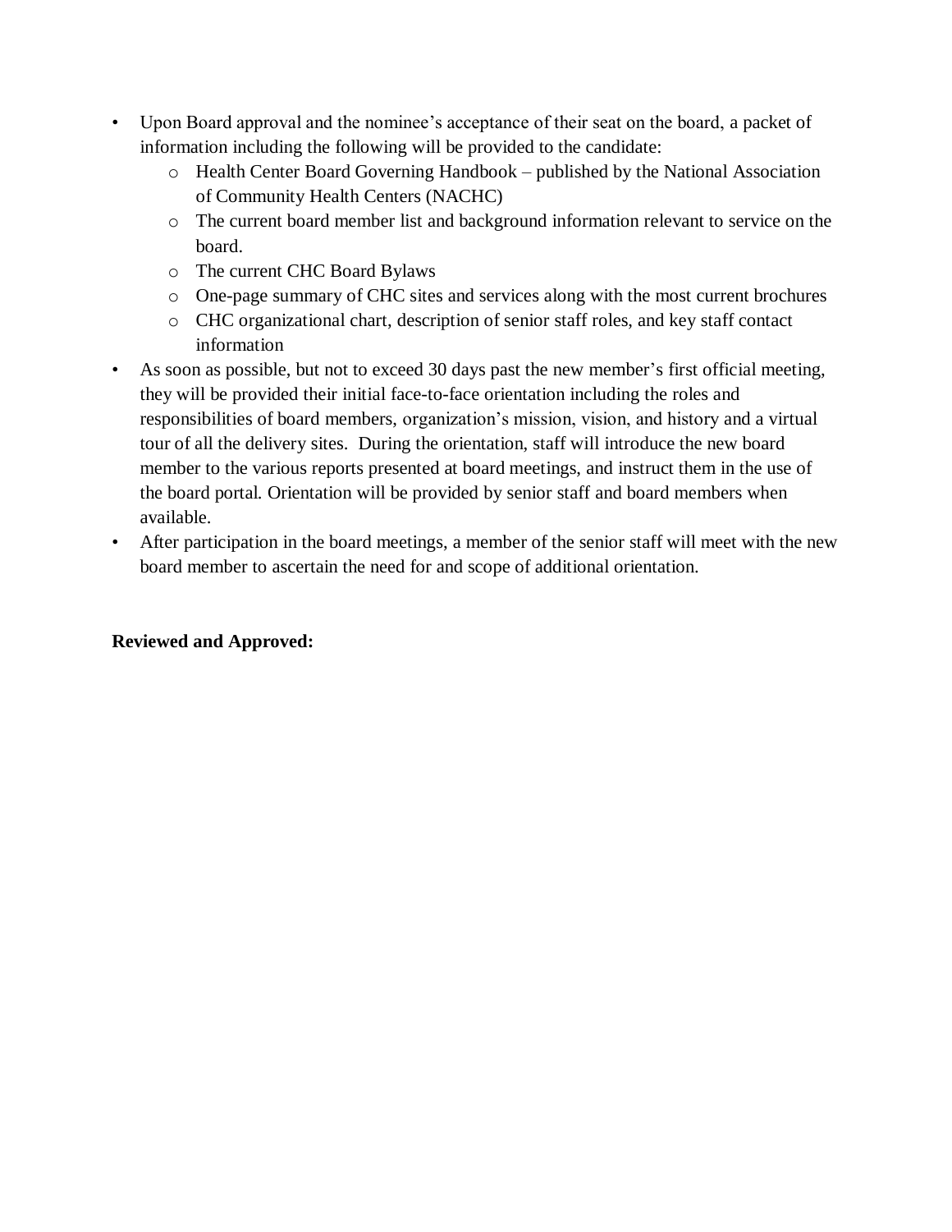- Upon Board approval and the nominee's acceptance of their seat on the board, a packet of information including the following will be provided to the candidate:
  - Health Center Board Governing Handbook – published by the National Association of Community Health Centers (NACHC)
  - The current board member list and background information relevant to service on the board.
  - The current CHC Board Bylaws
  - One-page summary of CHC sites and services along with the most current brochures
  - CHC organizational chart, description of senior staff roles, and key staff contact information
- As soon as possible, but not to exceed 30 days past the new member's first official meeting, they will be provided their initial face-to-face orientation including the roles and responsibilities of board members, organization's mission, vision, and history and a virtual tour of all the delivery sites. During the orientation, staff will introduce the new board member to the various reports presented at board meetings, and instruct them in the use of the board portal. Orientation will be provided by senior staff and board members when available.
- After participation in the board meetings, a member of the senior staff will meet with the new board member to ascertain the need for and scope of additional orientation.

**Reviewed and Approved:**